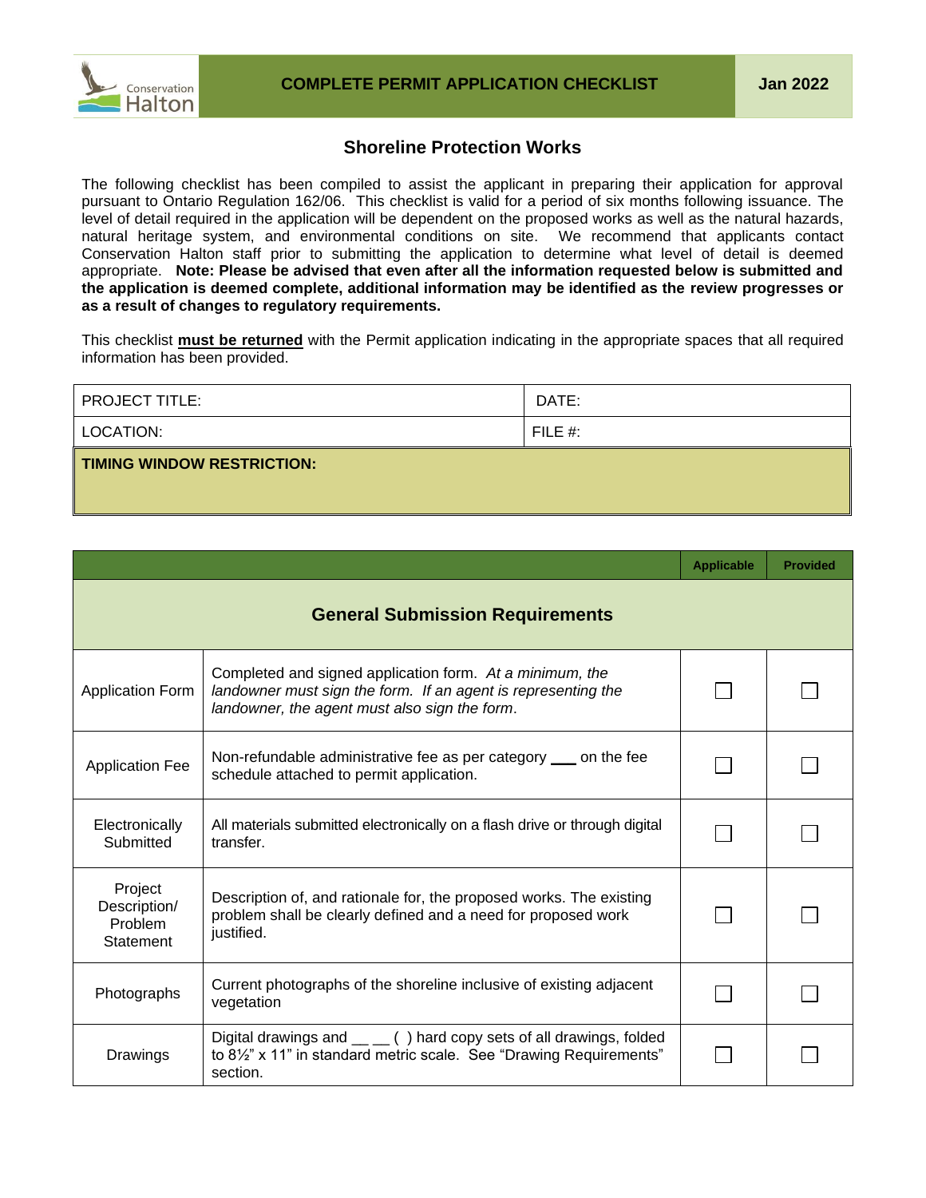**COMPLETE PERMIT APPLICATION CHECKLIST** Jan 2022

## Shoreline Protection Works

The following checklist has been compiled to assist the applicant in preparing their application for approval pursuant to Ontario Regulation 162/06. This checklist is valid for a period of six months following issuance. The level of detail required in the application will be dependent on the proposed works as well as the natural hazards, natural heritage system, and environmental conditions on site. We recommend that applicants contact Conservation Halton staff prior to submitting the application to determine what level of detail is deemed appropriate. **Note: Please be advised that even after all the information requested below is submitted and the application is deemed complete, additional information may be identified as the review progresses or as a result of changes to regulatory requirements.**

This checklist **must be returned** with the Permit application indicating in the appropriate spaces that all required information has been provided.

| PROJECT TITLE: | DATE: |
|---|---|
| LOCATION: | FILE #: |
| **TIMING WINDOW RESTRICTION:** | |

| | | Applicable | Provided |
|---|---|---|---|
| **General Submission Requirements** | | | |
| Application Form | Completed and signed application form. *At a minimum, the landowner must sign the form. If an agent is representing the landowner, the agent must also sign the form.* | ☐ | ☐ |
| Application Fee | Non-refundable administrative fee as per category ___ on the fee schedule attached to permit application. | ☐ | ☐ |
| Electronically Submitted | All materials submitted electronically on a flash drive or through digital transfer. | ☐ | ☐ |
| Project Description/ Problem Statement | Description of, and rationale for, the proposed works. The existing problem shall be clearly defined and a need for proposed work justified. | ☐ | ☐ |
| Photographs | Current photographs of the shoreline inclusive of existing adjacent vegetation | ☐ | ☐ |
| Drawings | Digital drawings and __ __ ( ) hard copy sets of all drawings, folded to 8½" x 11" in standard metric scale. See "Drawing Requirements" section. | ☐ | ☐ |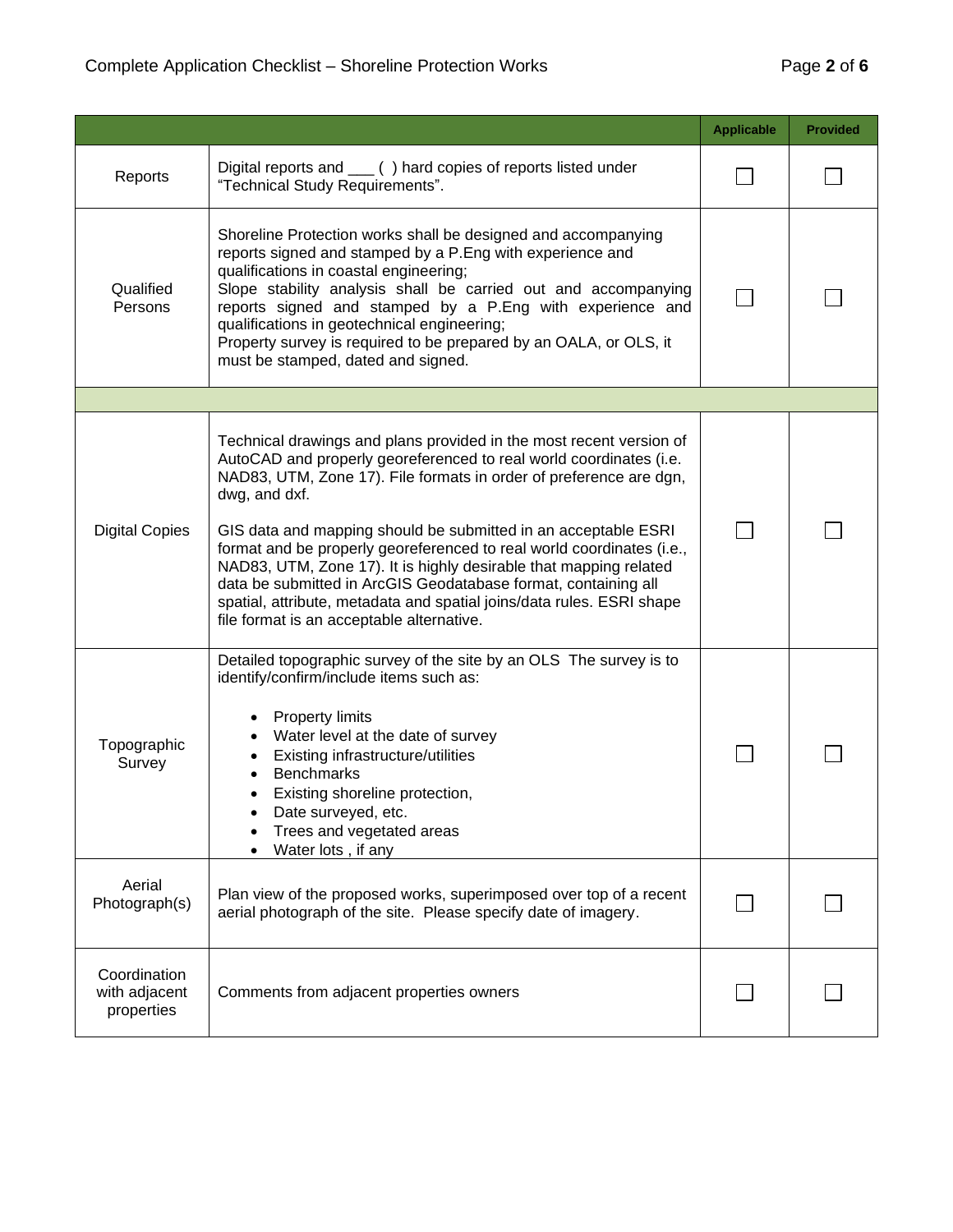| | | Applicable | Provided |
|---|---|---|---|
| Reports | Digital reports and ___ ( ) hard copies of reports listed under "Technical Study Requirements". | ☐ | ☐ |
| Qualified Persons | Shoreline Protection works shall be designed and accompanying reports signed and stamped by a P.Eng with experience and qualifications in coastal engineering;<br>Slope stability analysis shall be carried out and accompanying reports signed and stamped by a P.Eng with experience and qualifications in geotechnical engineering;<br>Property survey is required to be prepared by an OALA, or OLS, it must be stamped, dated and signed. | ☐ | ☐ |
| | | | |
| Digital Copies | Technical drawings and plans provided in the most recent version of AutoCAD and properly georeferenced to real world coordinates (i.e. NAD83, UTM, Zone 17). File formats in order of preference are dgn, dwg, and dxf.<br><br>GIS data and mapping should be submitted in an acceptable ESRI format and be properly georeferenced to real world coordinates (i.e., NAD83, UTM, Zone 17). It is highly desirable that mapping related data be submitted in ArcGIS Geodatabase format, containing all spatial, attribute, metadata and spatial joins/data rules. ESRI shape file format is an acceptable alternative. | ☐ | ☐ |
| Topographic Survey | Detailed topographic survey of the site by an OLS The survey is to identify/confirm/include items such as:<br>• Property limits<br>• Water level at the date of survey<br>• Existing infrastructure/utilities<br>• Benchmarks<br>• Existing shoreline protection,<br>• Date surveyed, etc.<br>• Trees and vegetated areas<br>• Water lots , if any | ☐ | ☐ |
| Aerial Photograph(s) | Plan view of the proposed works, superimposed over top of a recent aerial photograph of the site. Please specify date of imagery. | ☐ | ☐ |
| Coordination with adjacent properties | Comments from adjacent properties owners | ☐ | ☐ |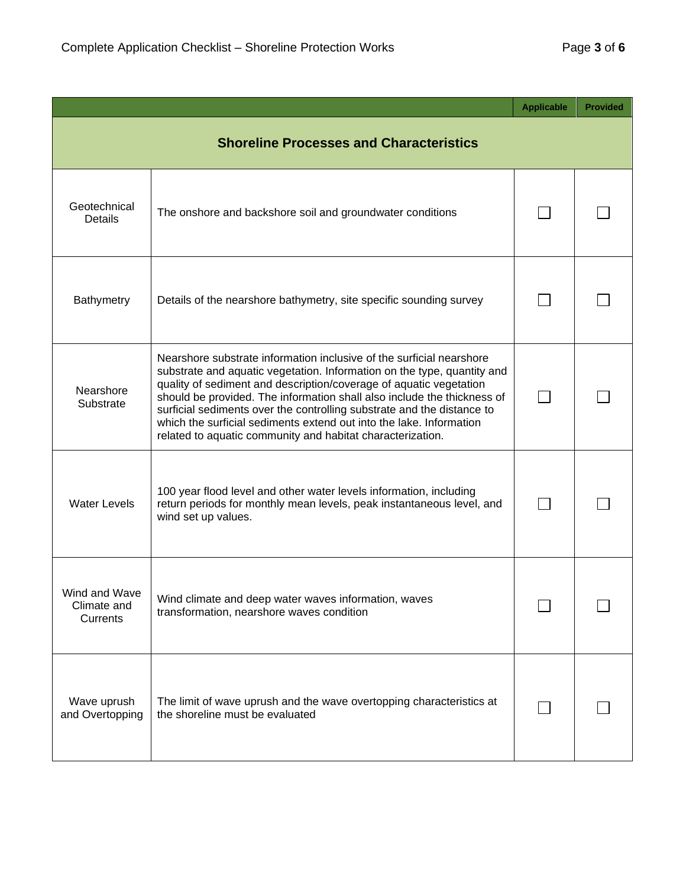| | | Applicable | Provided |
|---|---|---|---|
| **Shoreline Processes and Characteristics** | | | |
| Geotechnical Details | The onshore and backshore soil and groundwater conditions | ☐ | ☐ |
| Bathymetry | Details of the nearshore bathymetry, site specific sounding survey | ☐ | ☐ |
| Nearshore Substrate | Nearshore substrate information inclusive of the surficial nearshore substrate and aquatic vegetation. Information on the type, quantity and quality of sediment and description/coverage of aquatic vegetation should be provided. The information shall also include the thickness of surficial sediments over the controlling substrate and the distance to which the surficial sediments extend out into the lake. Information related to aquatic community and habitat characterization. | ☐ | ☐ |
| Water Levels | 100 year flood level and other water levels information, including return periods for monthly mean levels, peak instantaneous level, and wind set up values. | ☐ | ☐ |
| Wind and Wave Climate and Currents | Wind climate and deep water waves information, waves transformation, nearshore waves condition | ☐ | ☐ |
| Wave uprush and Overtopping | The limit of wave uprush and the wave overtopping characteristics at the shoreline must be evaluated | ☐ | ☐ |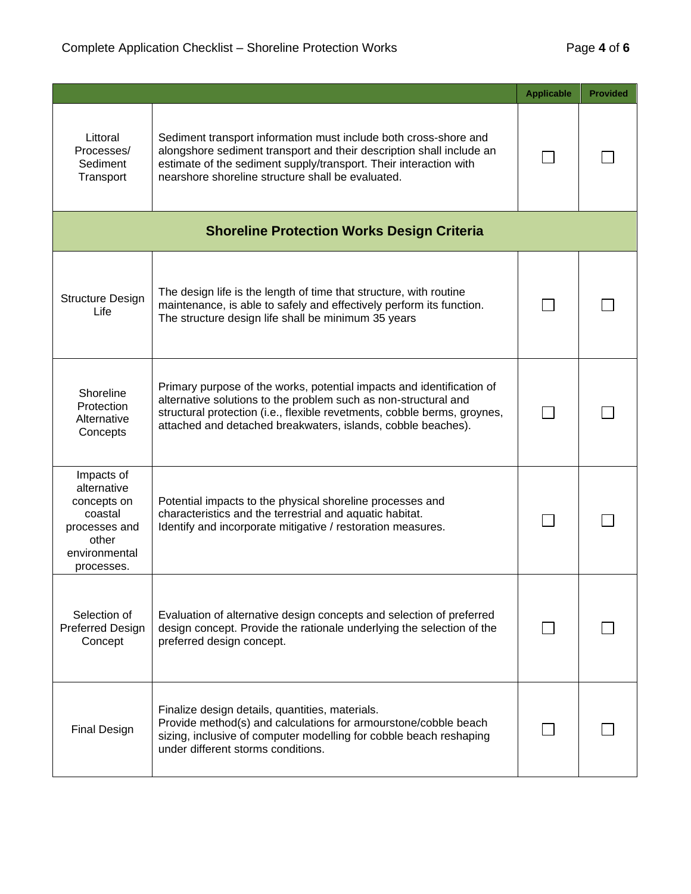| | | Applicable | Provided |
|---|---|---|---|
| Littoral Processes/ Sediment Transport | Sediment transport information must include both cross-shore and alongshore sediment transport and their description shall include an estimate of the sediment supply/transport. Their interaction with nearshore shoreline structure shall be evaluated. | ☐ | ☐ |
| **Shoreline Protection Works Design Criteria** | | | |
| Structure Design Life | The design life is the length of time that structure, with routine maintenance, is able to safely and effectively perform its function. The structure design life shall be minimum 35 years | ☐ | ☐ |
| Shoreline Protection Alternative Concepts | Primary purpose of the works, potential impacts and identification of alternative solutions to the problem such as non-structural and structural protection (i.e., flexible revetments, cobble berms, groynes, attached and detached breakwaters, islands, cobble beaches). | ☐ | ☐ |
| Impacts of alternative concepts on coastal processes and other environmental processes. | Potential impacts to the physical shoreline processes and characteristics and the terrestrial and aquatic habitat. Identify and incorporate mitigative / restoration measures. | ☐ | ☐ |
| Selection of Preferred Design Concept | Evaluation of alternative design concepts and selection of preferred design concept. Provide the rationale underlying the selection of the preferred design concept. | ☐ | ☐ |
| Final Design | Finalize design details, quantities, materials. Provide method(s) and calculations for armourstone/cobble beach sizing, inclusive of computer modelling for cobble beach reshaping under different storms conditions. | ☐ | ☐ |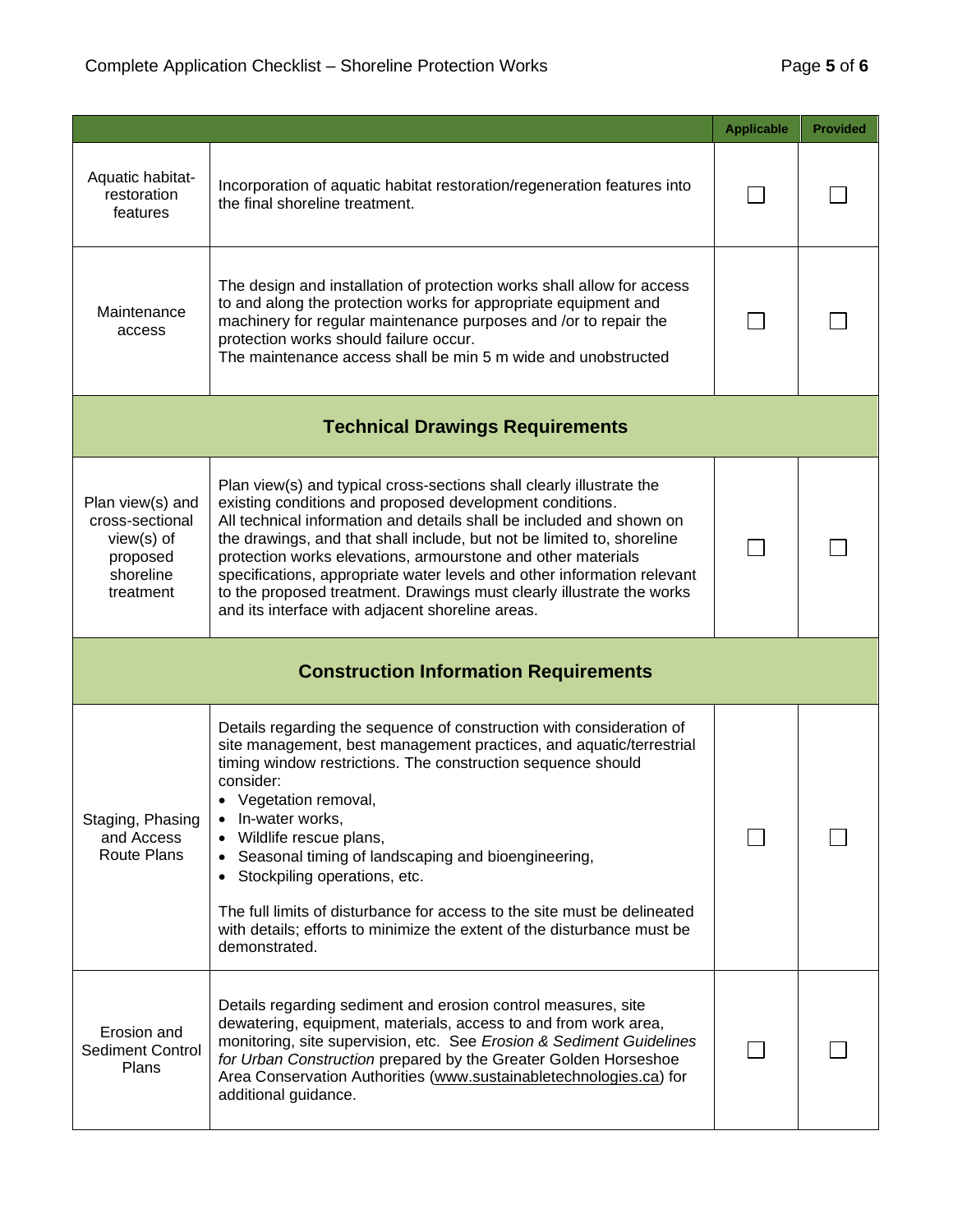| | | Applicable | Provided |
|---|---|---|---|
| Aquatic habitat-restoration features | Incorporation of aquatic habitat restoration/regeneration features into the final shoreline treatment. | ☐ | ☐ |
| Maintenance access | The design and installation of protection works shall allow for access to and along the protection works for appropriate equipment and machinery for regular maintenance purposes and /or to repair the protection works should failure occur.<br>The maintenance access shall be min 5 m wide and unobstructed | ☐ | ☐ |
| **Technical Drawings Requirements** | | | |
| Plan view(s) and cross-sectional view(s) of proposed shoreline treatment | Plan view(s) and typical cross-sections shall clearly illustrate the existing conditions and proposed development conditions.<br>All technical information and details shall be included and shown on the drawings, and that shall include, but not be limited to, shoreline protection works elevations, armourstone and other materials specifications, appropriate water levels and other information relevant to the proposed treatment. Drawings must clearly illustrate the works and its interface with adjacent shoreline areas. | ☐ | ☐ |
| **Construction Information Requirements** | | | |
| Staging, Phasing and Access Route Plans | Details regarding the sequence of construction with consideration of site management, best management practices, and aquatic/terrestrial timing window restrictions. The construction sequence should consider:<br>• Vegetation removal,<br>• In-water works,<br>• Wildlife rescue plans,<br>• Seasonal timing of landscaping and bioengineering,<br>• Stockpiling operations, etc.<br><br>The full limits of disturbance for access to the site must be delineated with details; efforts to minimize the extent of the disturbance must be demonstrated. | ☐ | ☐ |
| Erosion and Sediment Control Plans | Details regarding sediment and erosion control measures, site dewatering, equipment, materials, access to and from work area, monitoring, site supervision, etc. See *Erosion & Sediment Guidelines for Urban Construction* prepared by the Greater Golden Horseshoe Area Conservation Authorities (www.sustainabletechnologies.ca) for additional guidance. | ☐ | ☐ |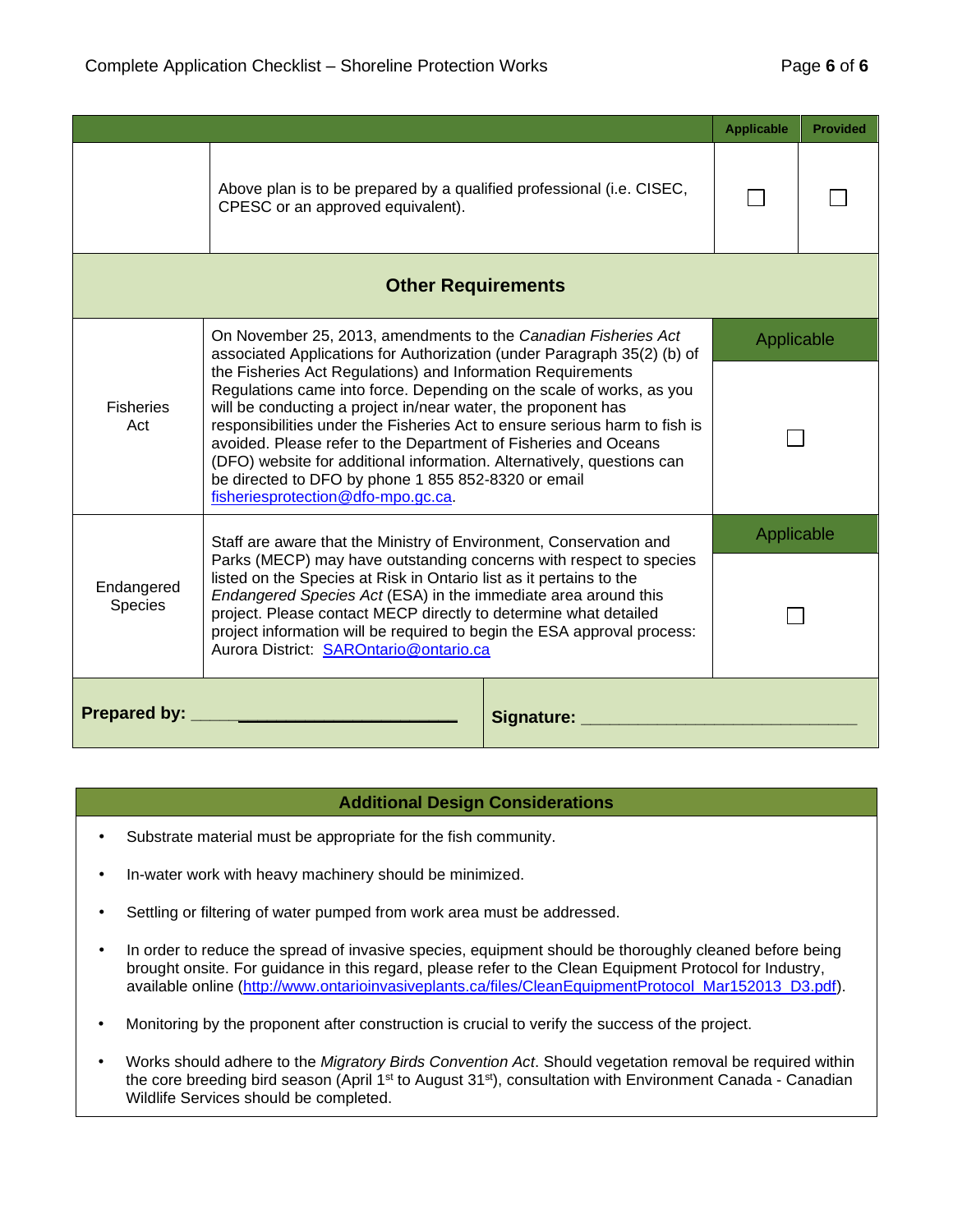| | | Applicable | Provided |
|---|---|---|---|
| | Above plan is to be prepared by a qualified professional (i.e. CISEC, CPESC or an approved equivalent). | ☐ | ☐ |

## Other Requirements

| | | Applicable |
|---|---|---|
| Fisheries Act | On November 25, 2013, amendments to the *Canadian Fisheries Act* associated Applications for Authorization (under Paragraph 35(2) (b) of the Fisheries Act Regulations) and Information Requirements Regulations came into force. Depending on the scale of works, as you will be conducting a project in/near water, the proponent has responsibilities under the Fisheries Act to ensure serious harm to fish is avoided. Please refer to the Department of Fisheries and Oceans (DFO) website for additional information. Alternatively, questions can be directed to DFO by phone 1 855 852-8320 or email fisheriesprotection@dfo-mpo.gc.ca. | ☐ |
| Endangered Species | Staff are aware that the Ministry of Environment, Conservation and Parks (MECP) may have outstanding concerns with respect to species listed on the Species at Risk in Ontario list as it pertains to the *Endangered Species Act* (ESA) in the immediate area around this project. Please contact MECP directly to determine what detailed project information will be required to begin the ESA approval process: Aurora District: SAROntario@ontario.ca | ☐ |

**Prepared by:** ______________________________ **Signature:** ______________________________

## Additional Design Considerations

- Substrate material must be appropriate for the fish community.
- In-water work with heavy machinery should be minimized.
- Settling or filtering of water pumped from work area must be addressed.
- In order to reduce the spread of invasive species, equipment should be thoroughly cleaned before being brought onsite. For guidance in this regard, please refer to the Clean Equipment Protocol for Industry, available online (http://www.ontarioinvasiveplants.ca/files/CleanEquipmentProtocol_Mar152013_D3.pdf).
- Monitoring by the proponent after construction is crucial to verify the success of the project.
- Works should adhere to the *Migratory Birds Convention Act*. Should vegetation removal be required within the core breeding bird season (April 1st to August 31st), consultation with Environment Canada - Canadian Wildlife Services should be completed.